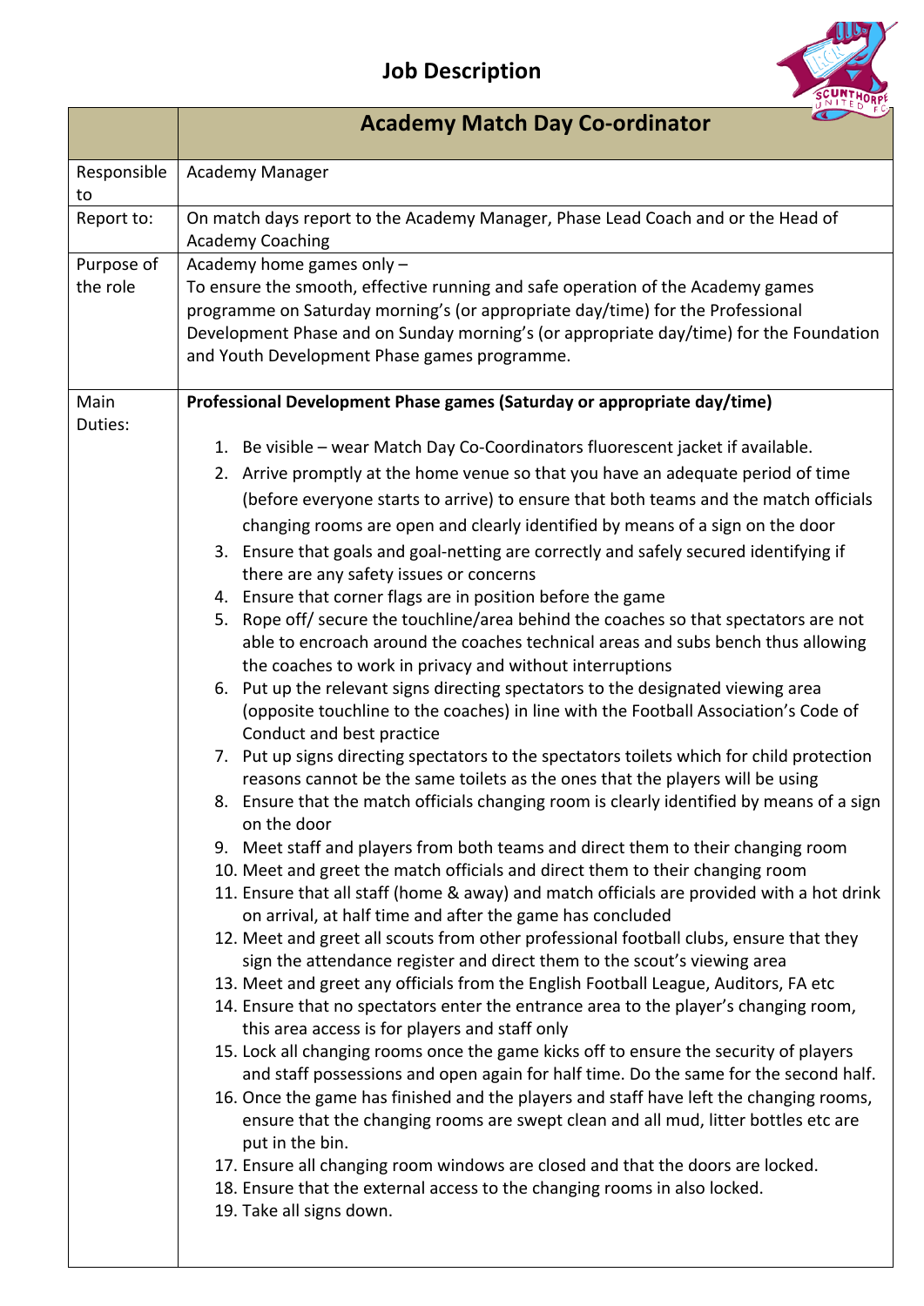# Job Description

| | Academy Match Day Co-ordinator |
|---|---|
| Responsible to | Academy Manager |
| Report to: | On match days report to the Academy Manager, Phase Lead Coach and or the Head of Academy Coaching |
| Purpose of the role | Academy home games only – <br>To ensure the smooth, effective running and safe operation of the Academy games programme on Saturday morning's (or appropriate day/time) for the Professional Development Phase and on Sunday morning's (or appropriate day/time) for the Foundation and Youth Development Phase games programme. |
| Main Duties: | **Professional Development Phase games (Saturday or appropriate day/time)**<br><br>1. Be visible – wear Match Day Co-Coordinators fluorescent jacket if available.<br>2. Arrive promptly at the home venue so that you have an adequate period of time (before everyone starts to arrive) to ensure that both teams and the match officials changing rooms are open and clearly identified by means of a sign on the door<br>3. Ensure that goals and goal-netting are correctly and safely secured identifying if there are any safety issues or concerns<br>4. Ensure that corner flags are in position before the game<br>5. Rope off/ secure the touchline/area behind the coaches so that spectators are not able to encroach around the coaches technical areas and subs bench thus allowing the coaches to work in privacy and without interruptions<br>6. Put up the relevant signs directing spectators to the designated viewing area (opposite touchline to the coaches) in line with the Football Association's Code of Conduct and best practice<br>7. Put up signs directing spectators to the spectators toilets which for child protection reasons cannot be the same toilets as the ones that the players will be using<br>8. Ensure that the match officials changing room is clearly identified by means of a sign on the door<br>9. Meet staff and players from both teams and direct them to their changing room<br>10. Meet and greet the match officials and direct them to their changing room<br>11. Ensure that all staff (home & away) and match officials are provided with a hot drink on arrival, at half time and after the game has concluded<br>12. Meet and greet all scouts from other professional football clubs, ensure that they sign the attendance register and direct them to the scout's viewing area<br>13. Meet and greet any officials from the English Football League, Auditors, FA etc<br>14. Ensure that no spectators enter the entrance area to the player's changing room, this area access is for players and staff only<br>15. Lock all changing rooms once the game kicks off to ensure the security of players and staff possessions and open again for half time. Do the same for the second half.<br>16. Once the game has finished and the players and staff have left the changing rooms, ensure that the changing rooms are swept clean and all mud, litter bottles etc are put in the bin.<br>17. Ensure all changing room windows are closed and that the doors are locked.<br>18. Ensure that the external access to the changing rooms in also locked.<br>19. Take all signs down. |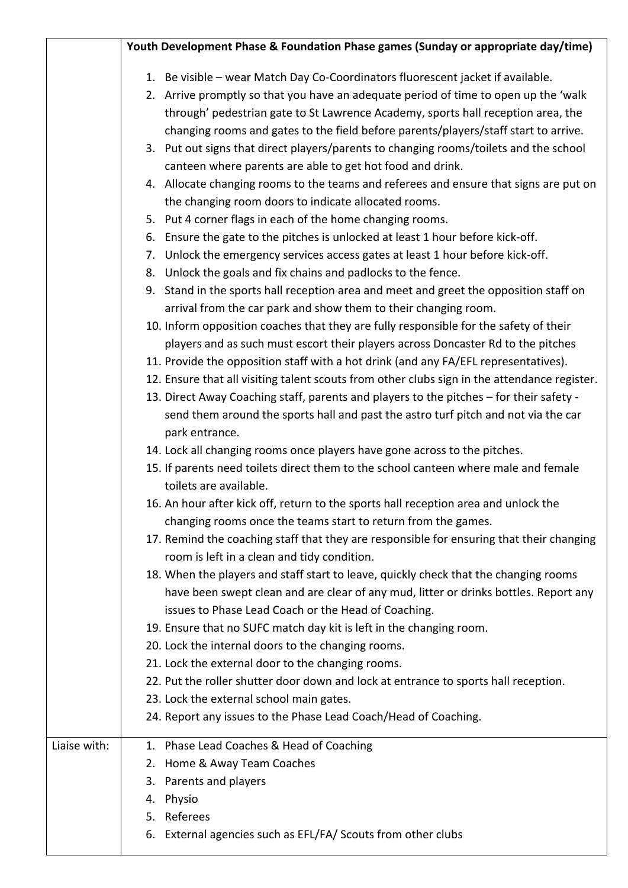| | |
|---|---|
| | **Youth Development Phase & Foundation Phase games (Sunday or appropriate day/time)**<br><br>1. Be visible – wear Match Day Co-Coordinators fluorescent jacket if available.<br>2. Arrive promptly so that you have an adequate period of time to open up the 'walk through' pedestrian gate to St Lawrence Academy, sports hall reception area, the changing rooms and gates to the field before parents/players/staff start to arrive.<br>3. Put out signs that direct players/parents to changing rooms/toilets and the school canteen where parents are able to get hot food and drink.<br>4. Allocate changing rooms to the teams and referees and ensure that signs are put on the changing room doors to indicate allocated rooms.<br>5. Put 4 corner flags in each of the home changing rooms.<br>6. Ensure the gate to the pitches is unlocked at least 1 hour before kick-off.<br>7. Unlock the emergency services access gates at least 1 hour before kick-off.<br>8. Unlock the goals and fix chains and padlocks to the fence.<br>9. Stand in the sports hall reception area and meet and greet the opposition staff on arrival from the car park and show them to their changing room.<br>10. Inform opposition coaches that they are fully responsible for the safety of their players and as such must escort their players across Doncaster Rd to the pitches<br>11. Provide the opposition staff with a hot drink (and any FA/EFL representatives).<br>12. Ensure that all visiting talent scouts from other clubs sign in the attendance register.<br>13. Direct Away Coaching staff, parents and players to the pitches – for their safety - send them around the sports hall and past the astro turf pitch and not via the car park entrance.<br>14. Lock all changing rooms once players have gone across to the pitches.<br>15. If parents need toilets direct them to the school canteen where male and female toilets are available.<br>16. An hour after kick off, return to the sports hall reception area and unlock the changing rooms once the teams start to return from the games.<br>17. Remind the coaching staff that they are responsible for ensuring that their changing room is left in a clean and tidy condition.<br>18. When the players and staff start to leave, quickly check that the changing rooms have been swept clean and are clear of any mud, litter or drinks bottles. Report any issues to Phase Lead Coach or the Head of Coaching.<br>19. Ensure that no SUFC match day kit is left in the changing room.<br>20. Lock the internal doors to the changing rooms.<br>21. Lock the external door to the changing rooms.<br>22. Put the roller shutter door down and lock at entrance to sports hall reception.<br>23. Lock the external school main gates.<br>24. Report any issues to the Phase Lead Coach/Head of Coaching. |
| Liaise with: | 1. Phase Lead Coaches & Head of Coaching<br>2. Home & Away Team Coaches<br>3. Parents and players<br>4. Physio<br>5. Referees<br>6. External agencies such as EFL/FA/ Scouts from other clubs |